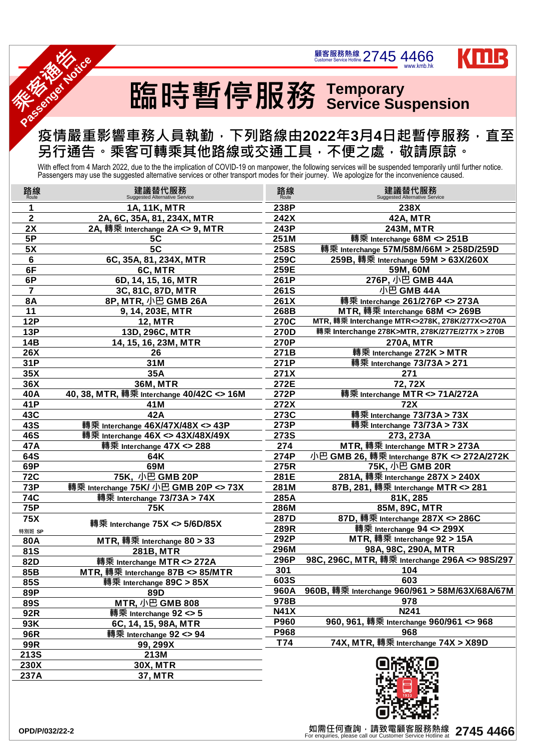乘客通告 Passenger Notice

顧客服務熱線 Customer Service Hotline 2745 4466 www.kmb.hk

KMB

# 臨時暫停服務 Temporary Service Suspension

## 疫情嚴重影響車務人員執勤，下列路線由2022年3月4日起暫停服務，直至另行通告。乘客可轉乘其他路線或交通工具，不便之處，敬請原諒。

With effect from 4 March 2022, due to the the implication of COVID-19 on manpower, the following services will be suspended temporarily until further notice. Passengers may use the suggested alternative services or other transport modes for their journey. We apologize for the inconvenience caused.

| 路線 Route | 建議替代服務 Suggested Alternative Service |
|---|---|
| 1 | 1A, 11K, MTR |
| 2 | 2A, 6C, 35A, 81, 234X, MTR |
| 2X | 2A, 轉乘 Interchange 2A <> 9, MTR |
| 5P | 5C |
| 5X | 5C |
| 6 | 6C, 35A, 81, 234X, MTR |
| 6F | 6C, MTR |
| 6P | 6D, 14, 15, 16, MTR |
| 7 | 3C, 81C, 87D, MTR |
| 8A | 8P, MTR, 小巴 GMB 26A |
| 11 | 9, 14, 203E, MTR |
| 12P | 12, MTR |
| 13P | 13D, 296C, MTR |
| 14B | 14, 15, 16, 23M, MTR |
| 26X | 26 |
| 31P | 31M |
| 35X | 35A |
| 36X | 36M, MTR |
| 40A | 40, 38, MTR, 轉乘 Interchange 40/42C <> 16M |
| 41P | 41M |
| 43C | 42A |
| 43S | 轉乘 Interchange 46X/47X/48X <> 43P |
| 46S | 轉乘 Interchange 46X <> 43X/48X/49X |
| 47A | 轉乘 Interchange 47X <> 288 |
| 64S | 64K |
| 69P | 69M |
| 72C | 75K, 小巴 GMB 20P |
| 73P | 轉乘 Interchange 75K/ 小巴 GMB 20P <> 73X |
| 74C | 轉乘 Interchange 73/73A > 74X |
| 75P | 75K |
| 75X 特別班 SP | 轉乘 Interchange 75X <> 5/6D/85X |
| 80A | MTR, 轉乘 Interchange 80 > 33 |
| 81S | 281B, MTR |
| 82D | 轉乘 Interchange MTR <> 272A |
| 85B | MTR, 轉乘 Interchange 87B <> 85/MTR |
| 85S | 轉乘 Interchange 89C > 85X |
| 89P | 89D |
| 89S | MTR, 小巴 GMB 808 |
| 92R | 轉乘 Interchange 92 <> 5 |
| 93K | 6C, 14, 15, 98A, MTR |
| 96R | 轉乘 Interchange 92 <> 94 |
| 99R | 99, 299X |
| 213S | 213M |
| 230X | 30X, MTR |
| 237A | 37, MTR |
| 238P | 238X |
| 242X | 42A, MTR |
| 243P | 243M, MTR |
| 251M | 轉乘 Interchange 68M <> 251B |
| 258S | 轉乘 Interchange 57M/58M/66M > 258D/259D |
| 259C | 259B, 轉乘 Interchange 59M > 63X/260X |
| 259E | 59M, 60M |
| 261P | 276P, 小巴 GMB 44A |
| 261S | 小巴 GMB 44A |
| 261X | 轉乘 Interchange 261/276P <> 273A |
| 268B | MTR, 轉乘 Interchange 68M <> 269B |
| 270C | MTR, 轉乘 Interchange MTR<>278K, 278K/277X<>270A |
| 270D | 轉乘 Interchange 278K>MTR, 278K/277E/277X > 270B |
| 270P | 270A, MTR |
| 271B | 轉乘 Interchange 272K > MTR |
| 271P | 轉乘 Interchange 73/73A > 271 |
| 271X | 271 |
| 272E | 72, 72X |
| 272P | 轉乘 Interchange MTR <> 71A/272A |
| 272X | 72X |
| 273C | 轉乘 Interchange 73/73A > 73X |
| 273P | 轉乘 Interchange 73/73A > 73X |
| 273S | 273, 273A |
| 274 | MTR, 轉乘 Interchange MTR > 273A |
| 274P | 小巴 GMB 26, 轉乘 Interchange 87K <> 272A/272K |
| 275R | 75K, 小巴 GMB 20R |
| 281E | 281A, 轉乘 Interchange 287X > 240X |
| 281M | 87B, 281, 轉乘 Interchange MTR <> 281 |
| 285A | 81K, 285 |
| 286M | 85M, 89C, MTR |
| 287D | 87D, 轉乘 Interchange 287X <> 286C |
| 289R | 轉乘 Interchange 94 <> 299X |
| 292P | MTR, 轉乘 Interchange 92 > 15A |
| 296M | 98A, 98C, 290A, MTR |
| 296P | 98C, 296C, MTR, 轉乘 Interchange 296A <> 98S/297 |
| 301 | 104 |
| 603S | 603 |
| 960A | 960B, 轉乘 Interchange 960/961 > 58M/63X/68A/67M |
| 978B | 978 |
| N41X | N241 |
| P960 | 960, 961, 轉乘 Interchange 960/961 <> 968 |
| P968 | 968 |
| T74 | 74X, MTR, 轉乘 Interchange 74X > X89D |

如需任何查詢，請致電顧客服務熱線 2745 4466
For enquiries, please call our Customer Service Hotline at 2745 4466

OPD/P/032/22-2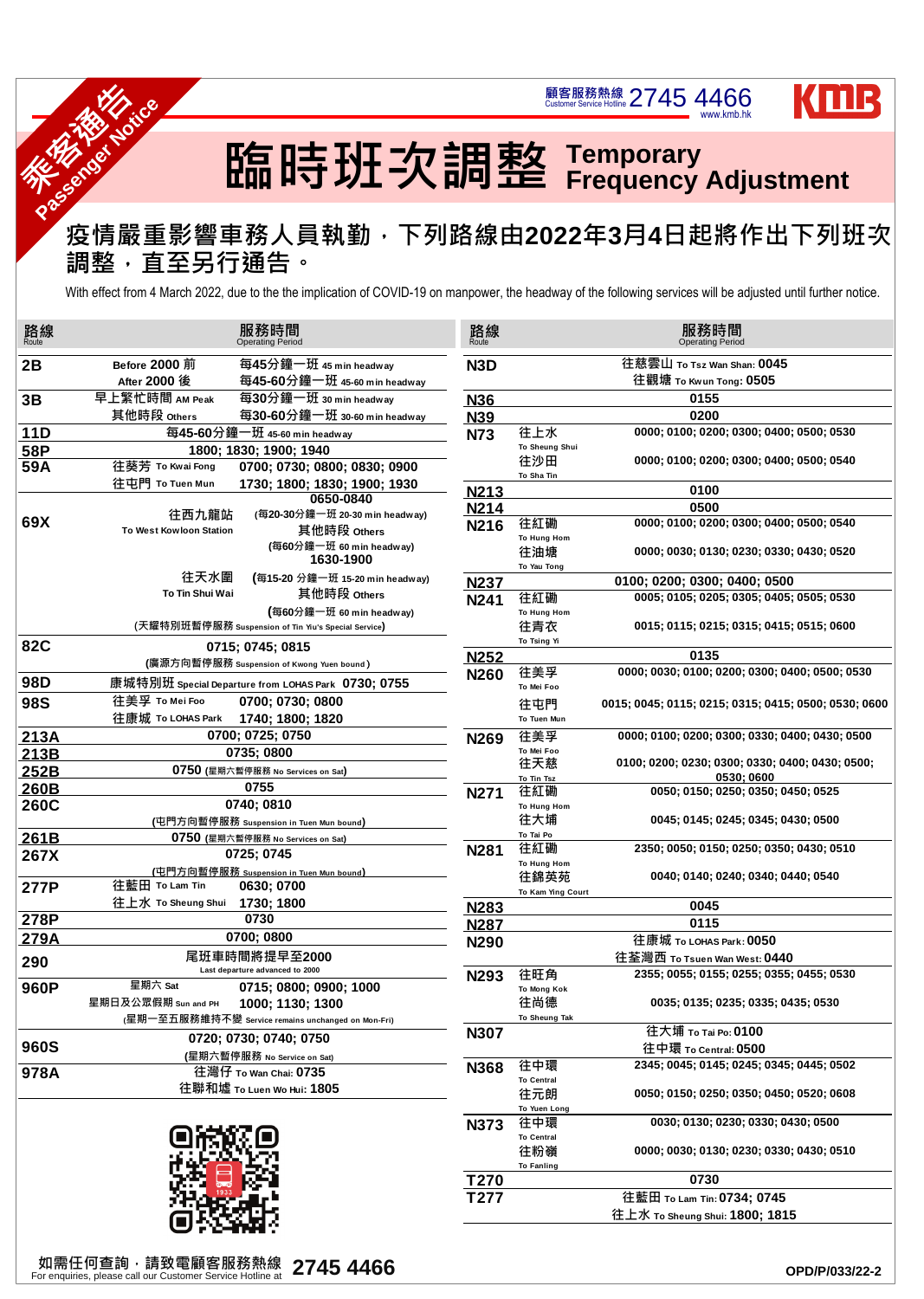乘客通告 Passenger Notice

顧客服務熱線 Customer Service Hotline 2745 4466 www.kmb.hk

KMB

# 臨時班次調整 Temporary Frequency Adjustment

## 疫情嚴重影響車務人員執勤，下列路線由2022年3月4日起將作出下列班次調整，直至另行通告。

With effect from 4 March 2022, due to the the implication of COVID-19 on manpower, the headway of the following services will be adjusted until further notice.

| 路線 Route | 服務時間 Operating Period | |
|---|---|---|
| 2B | Before 2000 前 | 每45分鐘一班 45 min headway |
| | After 2000 後 | 每45-60分鐘一班 45-60 min headway |
| 3B | 早上繁忙時間 AM Peak | 每30分鐘一班 30 min headway |
| | 其他時段 Others | 每30-60分鐘一班 30-60 min headway |
| 11D | 每45-60分鐘一班 45-60 min headway | |
| 58P | 1800; 1830; 1900; 1940 | |
| 59A | 往葵芳 To Kwai Fong | 0700; 0730; 0800; 0830; 0900 |
| | 往屯門 To Tuen Mun | 1730; 1800; 1830; 1900; 1930 |
| 69X | 往西九龍站 To West Kowloon Station | 0650-0840 (每20-30分鐘一班 20-30 min headway) 其他時段 Others (每60分鐘一班 60 min headway) 1630-1900 |
| | 往天水圍 To Tin Shui Wai | (每15-20 分鐘一班 15-20 min headway) 其他時段 Others (每60分鐘一班 60 min headway) |
| | (天耀特別班暫停服務 Suspension of Tin Yiu's Special Service) | |
| 82C | 0715; 0745; 0815 (廣源方向暫停服務 Suspension of Kwong Yuen bound) | |
| 98D | 康城特別班 Special Departure from LOHAS Park 0730; 0755 | |
| 98S | 往美孚 To Mei Foo | 0700; 0730; 0800 |
| | 往康城 To LOHAS Park | 1740; 1800; 1820 |
| 213A | 0700; 0725; 0750 | |
| 213B | 0735; 0800 | |
| 252B | 0750 (星期六暫停服務 No Services on Sat) | |
| 260B | 0755 | |
| 260C | 0740; 0810 (屯門方向暫停服務 Suspension in Tuen Mun bound) | |
| 261B | 0750 (星期六暫停服務 No Services on Sat) | |
| 267X | 0725; 0745 (屯門方向暫停服務 Suspension in Tuen Mun bound) | |
| 277P | 往藍田 To Lam Tin | 0630; 0700 |
| | 往上水 To Sheung Shui | 1730; 1800 |
| 278P | 0730 | |
| 279A | 0700; 0800 | |
| 290 | 尾班車時間將提早至2000 Last departure advanced to 2000 | |
| 960P | 星期六 Sat | 0715; 0800; 0900; 1000 |
| | 星期日及公眾假期 Sun and PH | 1000; 1130; 1300 |
| | (星期一至五服務維持不變 Service remains unchanged on Mon-Fri) | |
| 960S | 0720; 0730; 0740; 0750 (星期六暫停服務 No Service on Sat) | |
| 978A | 往灣仔 To Wan Chai: 0735 | |
| | 往聯和墟 To Luen Wo Hui: 1805 | |

| 路線 Route | 服務時間 Operating Period | |
|---|---|---|
| N3D | 往慈雲山 To Tsz Wan Shan: 0045 | |
| | 往觀塘 To Kwun Tong: 0505 | |
| N36 | 0155 | |
| N39 | 0200 | |
| N73 | 往上水 To Sheung Shui | 0000; 0100; 0200; 0300; 0400; 0500; 0530 |
| | 往沙田 To Sha Tin | 0000; 0100; 0200; 0300; 0400; 0500; 0540 |
| N213 | 0100 | |
| N214 | 0500 | |
| N216 | 往紅磡 To Hung Hom | 0000; 0100; 0200; 0300; 0400; 0500; 0540 |
| | 往油塘 To Yau Tong | 0000; 0030; 0130; 0230; 0330; 0430; 0520 |
| N237 | 0100; 0200; 0300; 0400; 0500 | |
| N241 | 往紅磡 To Hung Hom | 0005; 0105; 0205; 0305; 0405; 0505; 0530 |
| | 往青衣 To Tsing Yi | 0015; 0115; 0215; 0315; 0415; 0515; 0600 |
| N252 | 0135 | |
| N260 | 往美孚 To Mei Foo | 0000; 0030; 0100; 0200; 0300; 0400; 0500; 0530 |
| | 往屯門 To Tuen Mun | 0015; 0045; 0115; 0215; 0315; 0415; 0500; 0530; 0600 |
| N269 | 往美孚 To Mei Foo | 0000; 0100; 0200; 0300; 0330; 0400; 0430; 0500 |
| | 往天慈 To Tin Tsz | 0100; 0200; 0230; 0300; 0330; 0400; 0430; 0500; 0530; 0600 |
| N271 | 往紅磡 To Hung Hom | 0050; 0150; 0250; 0350; 0450; 0525 |
| | 往大埔 To Tai Po | 0045; 0145; 0245; 0345; 0430; 0500 |
| N281 | 往紅磡 To Hung Hom | 2350; 0050; 0150; 0250; 0350; 0430; 0510 |
| | 往錦英苑 To Kam Ying Court | 0040; 0140; 0240; 0340; 0440; 0540 |
| N283 | 0045 | |
| N287 | 0115 | |
| N290 | 往康城 To LOHAS Park: 0050 | |
| | 往荃灣西 To Tsuen Wan West: 0440 | |
| N293 | 往旺角 To Mong Kok | 2355; 0055; 0155; 0255; 0355; 0455; 0530 |
| | 往尚德 To Sheung Tak | 0035; 0135; 0235; 0335; 0435; 0530 |
| N307 | 往大埔 To Tai Po: 0100 | |
| | 往中環 To Central: 0500 | |
| N368 | 往中環 To Central | 2345; 0045; 0145; 0245; 0345; 0445; 0502 |
| | 往元朗 To Yuen Long | 0050; 0150; 0250; 0350; 0450; 0520; 0608 |
| N373 | 往中環 To Central | 0030; 0130; 0230; 0330; 0430; 0500 |
| | 往粉嶺 To Fanling | 0000; 0030; 0130; 0230; 0330; 0430; 0510 |
| T270 | 0730 | |
| T277 | 往藍田 To Lam Tin: 0734; 0745 | |
| | 往上水 To Sheung Shui: 1800; 1815 | |

如需任何查詢，請致電顧客服務熱線 2745 4466
For enquiries, please call our Customer Service Hotline at 2745 4466

OPD/P/033/22-2